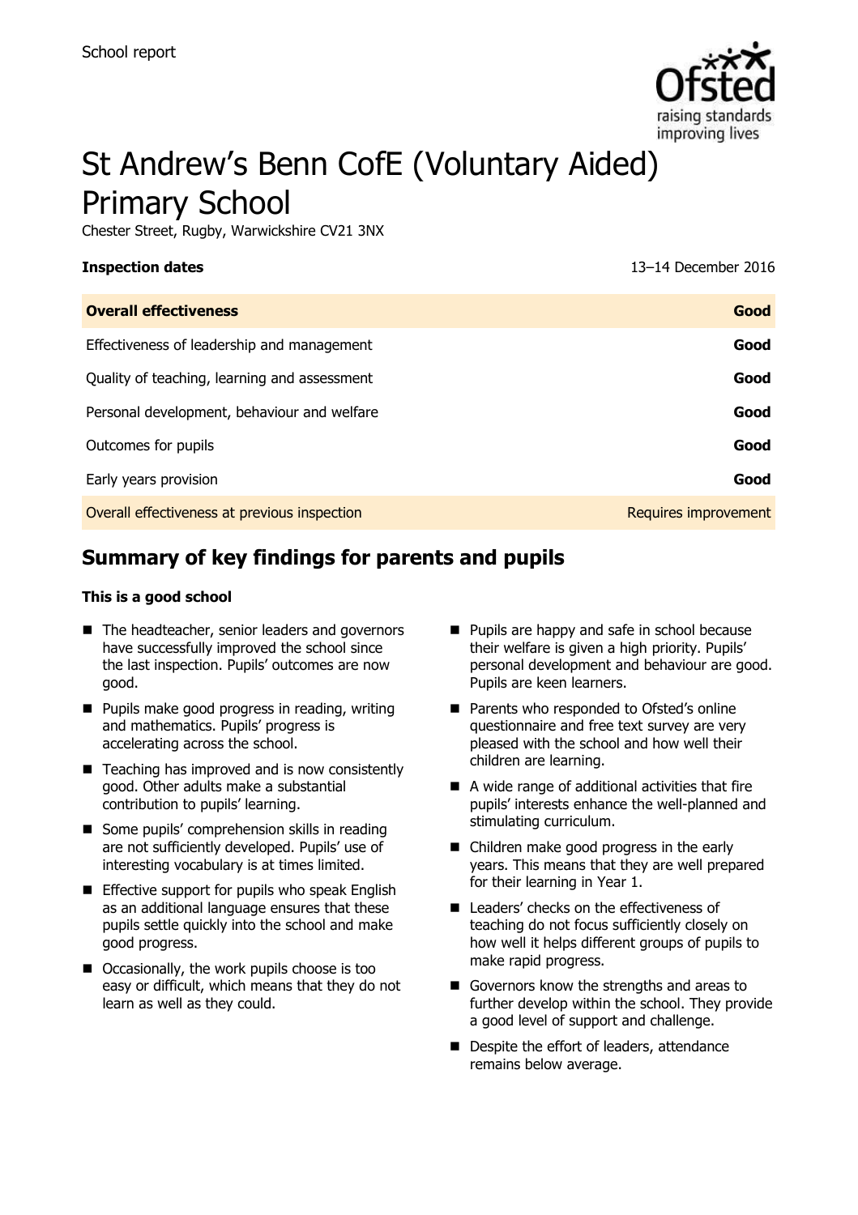School report

# St Andrew's Benn CofE (Voluntary Aided) Primary School

Chester Street, Rugby, Warwickshire CV21 3NX

| **Inspection dates** | 13–14 December 2016 |
|---|---|
| **Overall effectiveness** | **Good** |
| Effectiveness of leadership and management | **Good** |
| Quality of teaching, learning and assessment | **Good** |
| Personal development, behaviour and welfare | **Good** |
| Outcomes for pupils | **Good** |
| Early years provision | **Good** |
| Overall effectiveness at previous inspection | Requires improvement |

## Summary of key findings for parents and pupils

**This is a good school**

- The headteacher, senior leaders and governors have successfully improved the school since the last inspection. Pupils' outcomes are now good.
- Pupils make good progress in reading, writing and mathematics. Pupils' progress is accelerating across the school.
- Teaching has improved and is now consistently good. Other adults make a substantial contribution to pupils' learning.
- Some pupils' comprehension skills in reading are not sufficiently developed. Pupils' use of interesting vocabulary is at times limited.
- Effective support for pupils who speak English as an additional language ensures that these pupils settle quickly into the school and make good progress.
- Occasionally, the work pupils choose is too easy or difficult, which means that they do not learn as well as they could.
- Pupils are happy and safe in school because their welfare is given a high priority. Pupils' personal development and behaviour are good. Pupils are keen learners.
- Parents who responded to Ofsted's online questionnaire and free text survey are very pleased with the school and how well their children are learning.
- A wide range of additional activities that fire pupils' interests enhance the well-planned and stimulating curriculum.
- Children make good progress in the early years. This means that they are well prepared for their learning in Year 1.
- Leaders' checks on the effectiveness of teaching do not focus sufficiently closely on how well it helps different groups of pupils to make rapid progress.
- Governors know the strengths and areas to further develop within the school. They provide a good level of support and challenge.
- Despite the effort of leaders, attendance remains below average.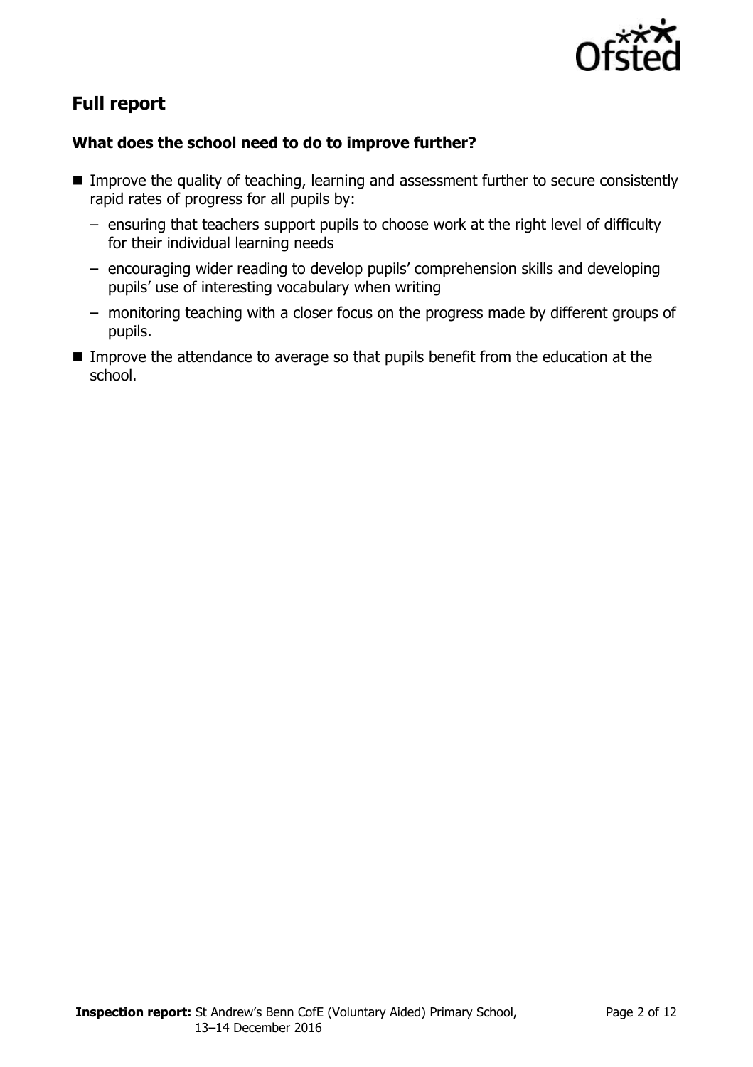## Full report

### What does the school need to do to improve further?

- Improve the quality of teaching, learning and assessment further to secure consistently rapid rates of progress for all pupils by:
  - ensuring that teachers support pupils to choose work at the right level of difficulty for their individual learning needs
  - encouraging wider reading to develop pupils' comprehension skills and developing pupils' use of interesting vocabulary when writing
  - monitoring teaching with a closer focus on the progress made by different groups of pupils.
- Improve the attendance to average so that pupils benefit from the education at the school.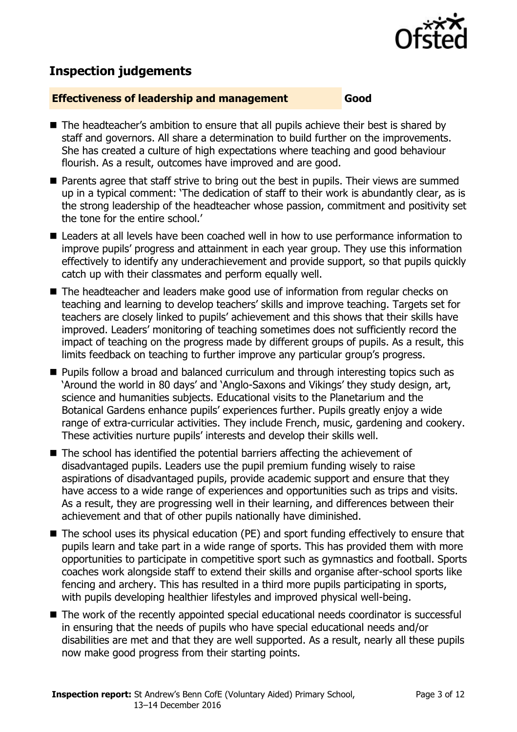## Inspection judgements

**Effectiveness of leadership and management** **Good**

- The headteacher's ambition to ensure that all pupils achieve their best is shared by staff and governors. All share a determination to build further on the improvements. She has created a culture of high expectations where teaching and good behaviour flourish. As a result, outcomes have improved and are good.
- Parents agree that staff strive to bring out the best in pupils. Their views are summed up in a typical comment: 'The dedication of staff to their work is abundantly clear, as is the strong leadership of the headteacher whose passion, commitment and positivity set the tone for the entire school.'
- Leaders at all levels have been coached well in how to use performance information to improve pupils' progress and attainment in each year group. They use this information effectively to identify any underachievement and provide support, so that pupils quickly catch up with their classmates and perform equally well.
- The headteacher and leaders make good use of information from regular checks on teaching and learning to develop teachers' skills and improve teaching. Targets set for teachers are closely linked to pupils' achievement and this shows that their skills have improved. Leaders' monitoring of teaching sometimes does not sufficiently record the impact of teaching on the progress made by different groups of pupils. As a result, this limits feedback on teaching to further improve any particular group's progress.
- Pupils follow a broad and balanced curriculum and through interesting topics such as 'Around the world in 80 days' and 'Anglo-Saxons and Vikings' they study design, art, science and humanities subjects. Educational visits to the Planetarium and the Botanical Gardens enhance pupils' experiences further. Pupils greatly enjoy a wide range of extra-curricular activities. They include French, music, gardening and cookery. These activities nurture pupils' interests and develop their skills well.
- The school has identified the potential barriers affecting the achievement of disadvantaged pupils. Leaders use the pupil premium funding wisely to raise aspirations of disadvantaged pupils, provide academic support and ensure that they have access to a wide range of experiences and opportunities such as trips and visits. As a result, they are progressing well in their learning, and differences between their achievement and that of other pupils nationally have diminished.
- The school uses its physical education (PE) and sport funding effectively to ensure that pupils learn and take part in a wide range of sports. This has provided them with more opportunities to participate in competitive sport such as gymnastics and football. Sports coaches work alongside staff to extend their skills and organise after-school sports like fencing and archery. This has resulted in a third more pupils participating in sports, with pupils developing healthier lifestyles and improved physical well-being.
- The work of the recently appointed special educational needs coordinator is successful in ensuring that the needs of pupils who have special educational needs and/or disabilities are met and that they are well supported. As a result, nearly all these pupils now make good progress from their starting points.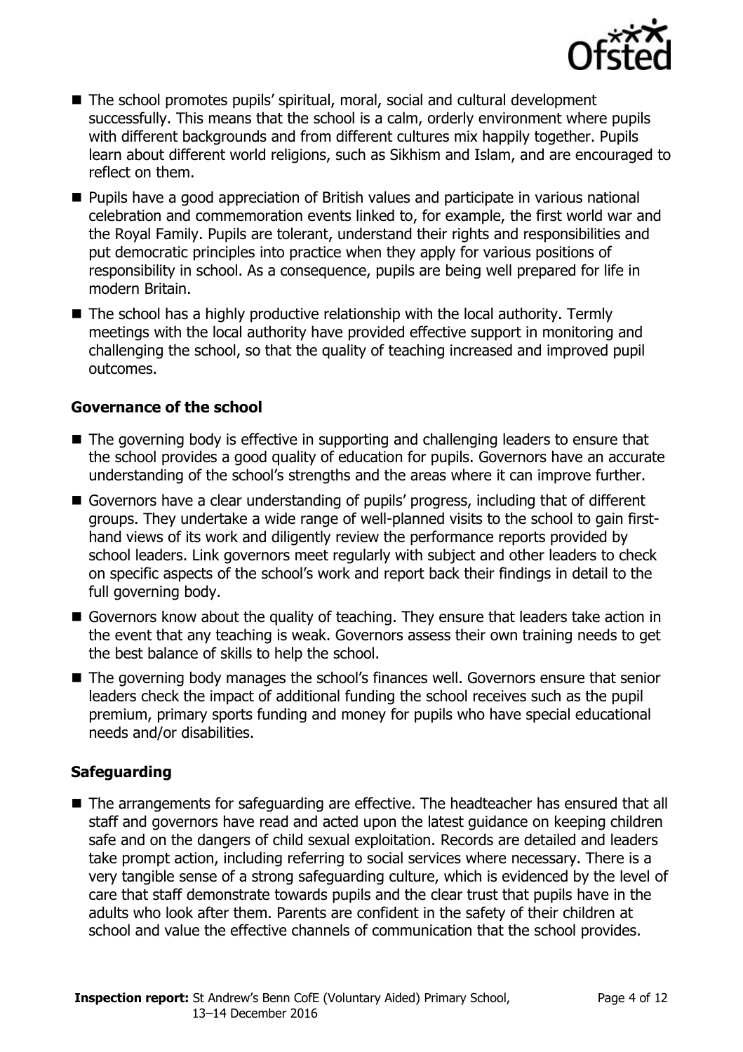- The school promotes pupils' spiritual, moral, social and cultural development successfully. This means that the school is a calm, orderly environment where pupils with different backgrounds and from different cultures mix happily together. Pupils learn about different world religions, such as Sikhism and Islam, and are encouraged to reflect on them.
- Pupils have a good appreciation of British values and participate in various national celebration and commemoration events linked to, for example, the first world war and the Royal Family. Pupils are tolerant, understand their rights and responsibilities and put democratic principles into practice when they apply for various positions of responsibility in school. As a consequence, pupils are being well prepared for life in modern Britain.
- The school has a highly productive relationship with the local authority. Termly meetings with the local authority have provided effective support in monitoring and challenging the school, so that the quality of teaching increased and improved pupil outcomes.

### Governance of the school

- The governing body is effective in supporting and challenging leaders to ensure that the school provides a good quality of education for pupils. Governors have an accurate understanding of the school's strengths and the areas where it can improve further.
- Governors have a clear understanding of pupils' progress, including that of different groups. They undertake a wide range of well-planned visits to the school to gain first-hand views of its work and diligently review the performance reports provided by school leaders. Link governors meet regularly with subject and other leaders to check on specific aspects of the school's work and report back their findings in detail to the full governing body.
- Governors know about the quality of teaching. They ensure that leaders take action in the event that any teaching is weak. Governors assess their own training needs to get the best balance of skills to help the school.
- The governing body manages the school's finances well. Governors ensure that senior leaders check the impact of additional funding the school receives such as the pupil premium, primary sports funding and money for pupils who have special educational needs and/or disabilities.

### Safeguarding

- The arrangements for safeguarding are effective. The headteacher has ensured that all staff and governors have read and acted upon the latest guidance on keeping children safe and on the dangers of child sexual exploitation. Records are detailed and leaders take prompt action, including referring to social services where necessary. There is a very tangible sense of a strong safeguarding culture, which is evidenced by the level of care that staff demonstrate towards pupils and the clear trust that pupils have in the adults who look after them. Parents are confident in the safety of their children at school and value the effective channels of communication that the school provides.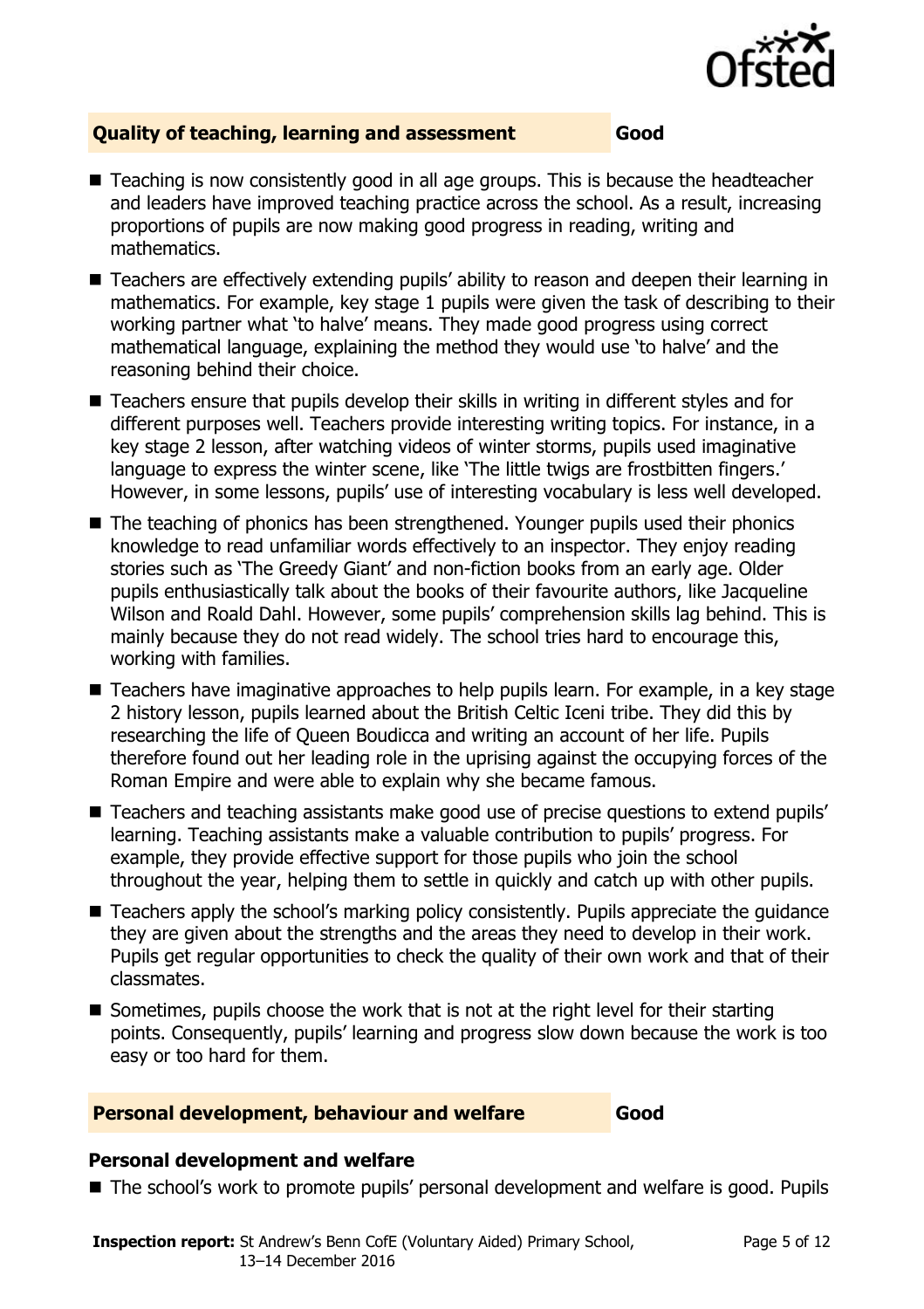## Quality of teaching, learning and assessment — Good

- Teaching is now consistently good in all age groups. This is because the headteacher and leaders have improved teaching practice across the school. As a result, increasing proportions of pupils are now making good progress in reading, writing and mathematics.
- Teachers are effectively extending pupils' ability to reason and deepen their learning in mathematics. For example, key stage 1 pupils were given the task of describing to their working partner what 'to halve' means. They made good progress using correct mathematical language, explaining the method they would use 'to halve' and the reasoning behind their choice.
- Teachers ensure that pupils develop their skills in writing in different styles and for different purposes well. Teachers provide interesting writing topics. For instance, in a key stage 2 lesson, after watching videos of winter storms, pupils used imaginative language to express the winter scene, like 'The little twigs are frostbitten fingers.' However, in some lessons, pupils' use of interesting vocabulary is less well developed.
- The teaching of phonics has been strengthened. Younger pupils used their phonics knowledge to read unfamiliar words effectively to an inspector. They enjoy reading stories such as 'The Greedy Giant' and non-fiction books from an early age. Older pupils enthusiastically talk about the books of their favourite authors, like Jacqueline Wilson and Roald Dahl. However, some pupils' comprehension skills lag behind. This is mainly because they do not read widely. The school tries hard to encourage this, working with families.
- Teachers have imaginative approaches to help pupils learn. For example, in a key stage 2 history lesson, pupils learned about the British Celtic Iceni tribe. They did this by researching the life of Queen Boudicca and writing an account of her life. Pupils therefore found out her leading role in the uprising against the occupying forces of the Roman Empire and were able to explain why she became famous.
- Teachers and teaching assistants make good use of precise questions to extend pupils' learning. Teaching assistants make a valuable contribution to pupils' progress. For example, they provide effective support for those pupils who join the school throughout the year, helping them to settle in quickly and catch up with other pupils.
- Teachers apply the school's marking policy consistently. Pupils appreciate the guidance they are given about the strengths and the areas they need to develop in their work. Pupils get regular opportunities to check the quality of their own work and that of their classmates.
- Sometimes, pupils choose the work that is not at the right level for their starting points. Consequently, pupils' learning and progress slow down because the work is too easy or too hard for them.

## Personal development, behaviour and welfare — Good

### Personal development and welfare

- The school's work to promote pupils' personal development and welfare is good. Pupils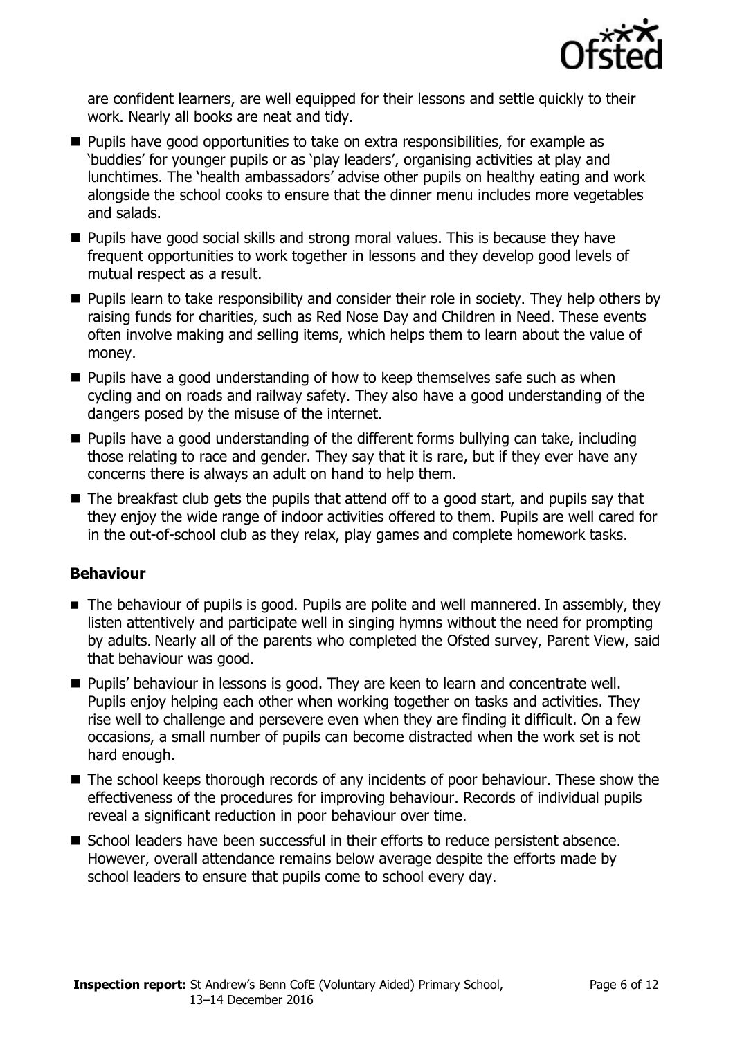are confident learners, are well equipped for their lessons and settle quickly to their work. Nearly all books are neat and tidy.

- Pupils have good opportunities to take on extra responsibilities, for example as 'buddies' for younger pupils or as 'play leaders', organising activities at play and lunchtimes. The 'health ambassadors' advise other pupils on healthy eating and work alongside the school cooks to ensure that the dinner menu includes more vegetables and salads.
- Pupils have good social skills and strong moral values. This is because they have frequent opportunities to work together in lessons and they develop good levels of mutual respect as a result.
- Pupils learn to take responsibility and consider their role in society. They help others by raising funds for charities, such as Red Nose Day and Children in Need. These events often involve making and selling items, which helps them to learn about the value of money.
- Pupils have a good understanding of how to keep themselves safe such as when cycling and on roads and railway safety. They also have a good understanding of the dangers posed by the misuse of the internet.
- Pupils have a good understanding of the different forms bullying can take, including those relating to race and gender. They say that it is rare, but if they ever have any concerns there is always an adult on hand to help them.
- The breakfast club gets the pupils that attend off to a good start, and pupils say that they enjoy the wide range of indoor activities offered to them. Pupils are well cared for in the out-of-school club as they relax, play games and complete homework tasks.

### Behaviour

- The behaviour of pupils is good. Pupils are polite and well mannered. In assembly, they listen attentively and participate well in singing hymns without the need for prompting by adults. Nearly all of the parents who completed the Ofsted survey, Parent View, said that behaviour was good.
- Pupils' behaviour in lessons is good. They are keen to learn and concentrate well. Pupils enjoy helping each other when working together on tasks and activities. They rise well to challenge and persevere even when they are finding it difficult. On a few occasions, a small number of pupils can become distracted when the work set is not hard enough.
- The school keeps thorough records of any incidents of poor behaviour. These show the effectiveness of the procedures for improving behaviour. Records of individual pupils reveal a significant reduction in poor behaviour over time.
- School leaders have been successful in their efforts to reduce persistent absence. However, overall attendance remains below average despite the efforts made by school leaders to ensure that pupils come to school every day.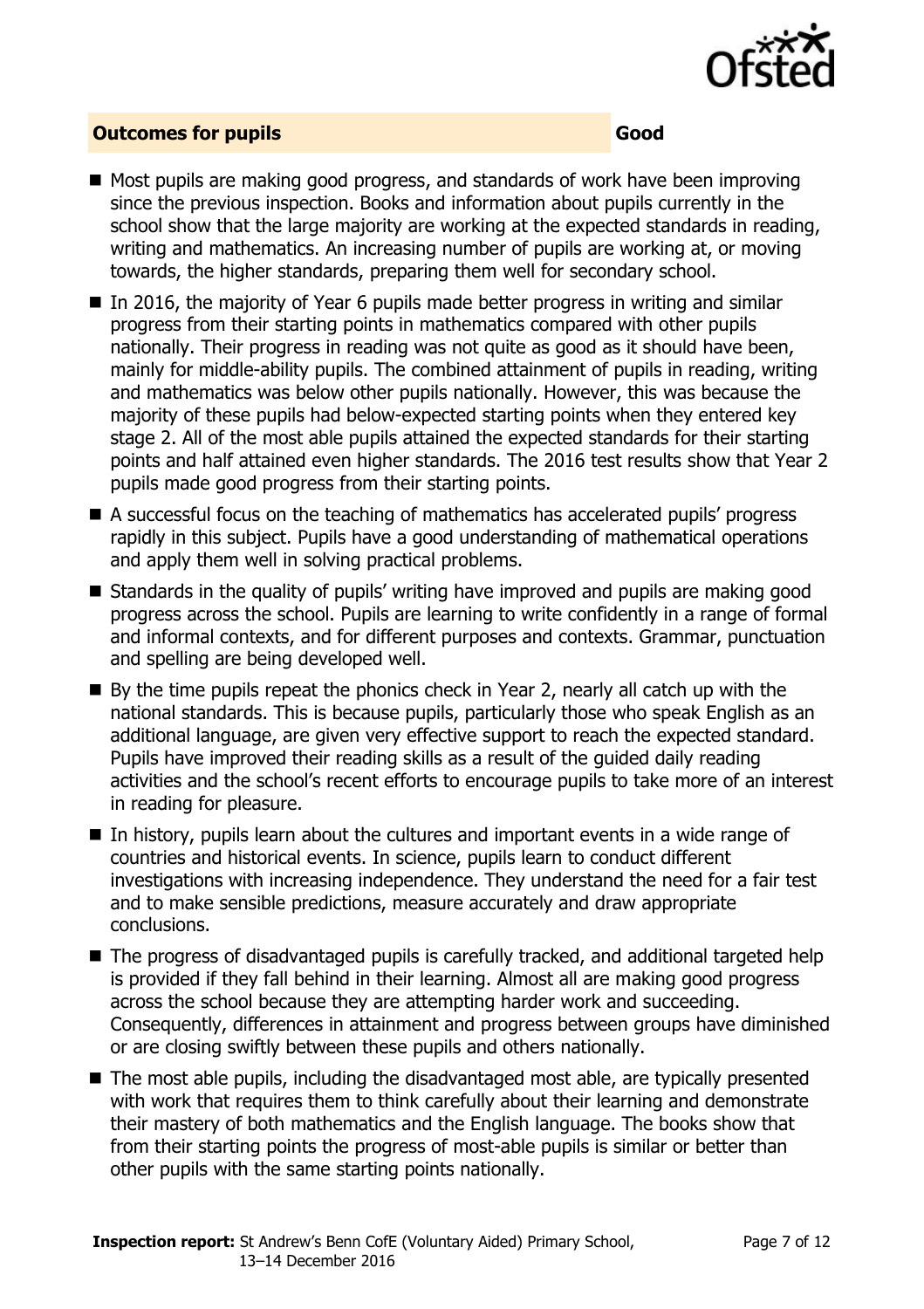## Outcomes for pupils — Good

- Most pupils are making good progress, and standards of work have been improving since the previous inspection. Books and information about pupils currently in the school show that the large majority are working at the expected standards in reading, writing and mathematics. An increasing number of pupils are working at, or moving towards, the higher standards, preparing them well for secondary school.
- In 2016, the majority of Year 6 pupils made better progress in writing and similar progress from their starting points in mathematics compared with other pupils nationally. Their progress in reading was not quite as good as it should have been, mainly for middle-ability pupils. The combined attainment of pupils in reading, writing and mathematics was below other pupils nationally. However, this was because the majority of these pupils had below-expected starting points when they entered key stage 2. All of the most able pupils attained the expected standards for their starting points and half attained even higher standards. The 2016 test results show that Year 2 pupils made good progress from their starting points.
- A successful focus on the teaching of mathematics has accelerated pupils' progress rapidly in this subject. Pupils have a good understanding of mathematical operations and apply them well in solving practical problems.
- Standards in the quality of pupils' writing have improved and pupils are making good progress across the school. Pupils are learning to write confidently in a range of formal and informal contexts, and for different purposes and contexts. Grammar, punctuation and spelling are being developed well.
- By the time pupils repeat the phonics check in Year 2, nearly all catch up with the national standards. This is because pupils, particularly those who speak English as an additional language, are given very effective support to reach the expected standard. Pupils have improved their reading skills as a result of the guided daily reading activities and the school's recent efforts to encourage pupils to take more of an interest in reading for pleasure.
- In history, pupils learn about the cultures and important events in a wide range of countries and historical events. In science, pupils learn to conduct different investigations with increasing independence. They understand the need for a fair test and to make sensible predictions, measure accurately and draw appropriate conclusions.
- The progress of disadvantaged pupils is carefully tracked, and additional targeted help is provided if they fall behind in their learning. Almost all are making good progress across the school because they are attempting harder work and succeeding. Consequently, differences in attainment and progress between groups have diminished or are closing swiftly between these pupils and others nationally.
- The most able pupils, including the disadvantaged most able, are typically presented with work that requires them to think carefully about their learning and demonstrate their mastery of both mathematics and the English language. The books show that from their starting points the progress of most-able pupils is similar or better than other pupils with the same starting points nationally.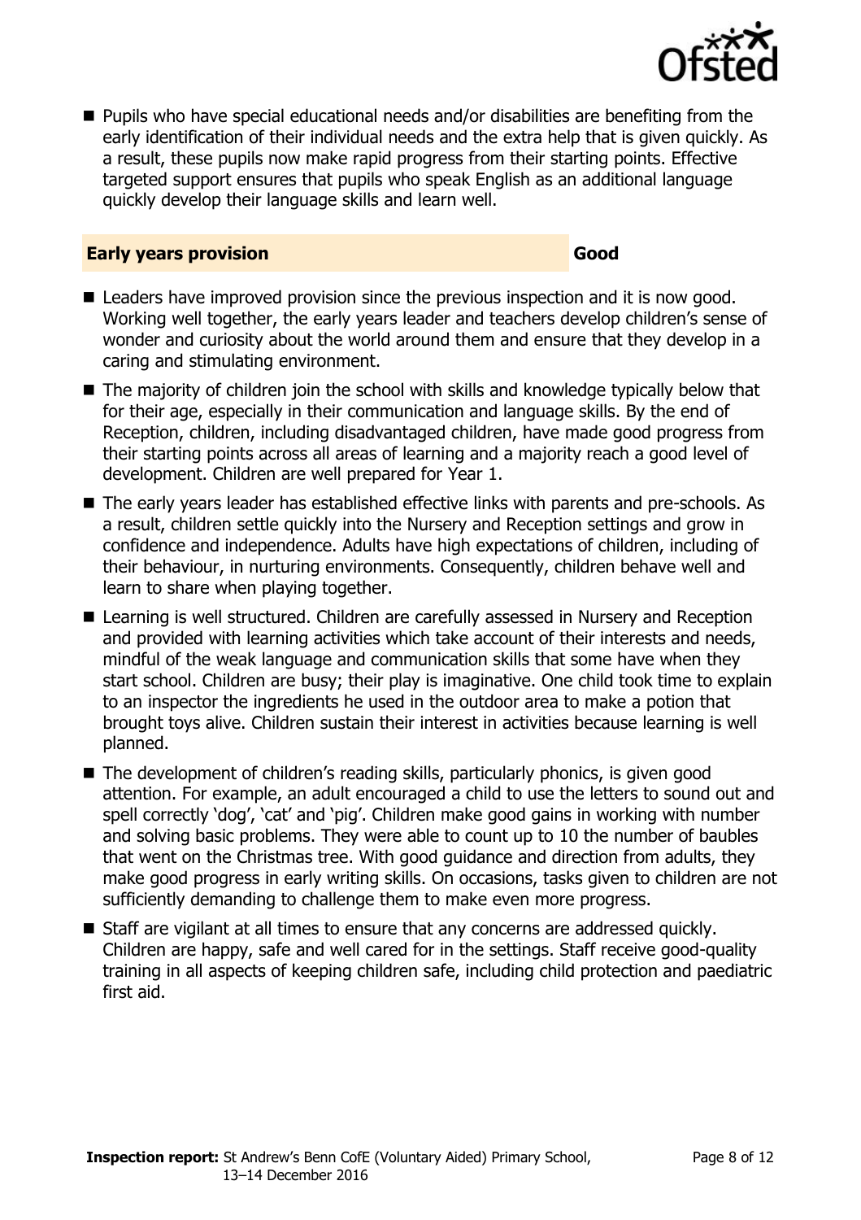- Pupils who have special educational needs and/or disabilities are benefiting from the early identification of their individual needs and the extra help that is given quickly. As a result, these pupils now make rapid progress from their starting points. Effective targeted support ensures that pupils who speak English as an additional language quickly develop their language skills and learn well.

## Early years provision — Good

- Leaders have improved provision since the previous inspection and it is now good. Working well together, the early years leader and teachers develop children's sense of wonder and curiosity about the world around them and ensure that they develop in a caring and stimulating environment.
- The majority of children join the school with skills and knowledge typically below that for their age, especially in their communication and language skills. By the end of Reception, children, including disadvantaged children, have made good progress from their starting points across all areas of learning and a majority reach a good level of development. Children are well prepared for Year 1.
- The early years leader has established effective links with parents and pre-schools. As a result, children settle quickly into the Nursery and Reception settings and grow in confidence and independence. Adults have high expectations of children, including of their behaviour, in nurturing environments. Consequently, children behave well and learn to share when playing together.
- Learning is well structured. Children are carefully assessed in Nursery and Reception and provided with learning activities which take account of their interests and needs, mindful of the weak language and communication skills that some have when they start school. Children are busy; their play is imaginative. One child took time to explain to an inspector the ingredients he used in the outdoor area to make a potion that brought toys alive. Children sustain their interest in activities because learning is well planned.
- The development of children's reading skills, particularly phonics, is given good attention. For example, an adult encouraged a child to use the letters to sound out and spell correctly 'dog', 'cat' and 'pig'. Children make good gains in working with number and solving basic problems. They were able to count up to 10 the number of baubles that went on the Christmas tree. With good guidance and direction from adults, they make good progress in early writing skills. On occasions, tasks given to children are not sufficiently demanding to challenge them to make even more progress.
- Staff are vigilant at all times to ensure that any concerns are addressed quickly. Children are happy, safe and well cared for in the settings. Staff receive good-quality training in all aspects of keeping children safe, including child protection and paediatric first aid.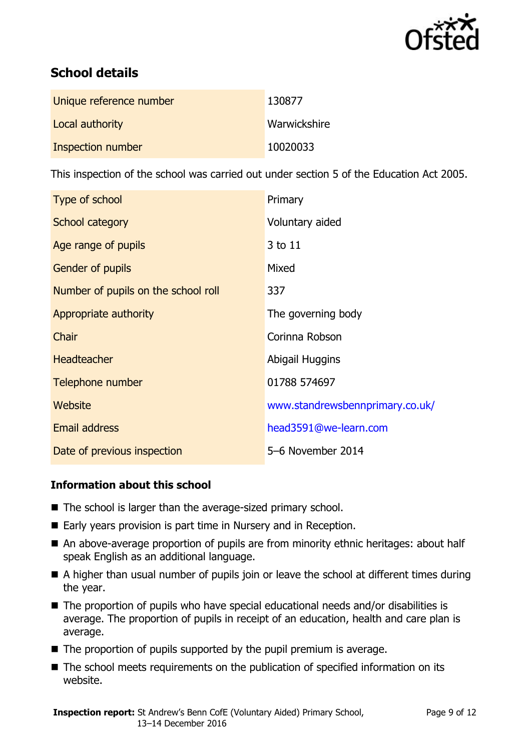## School details

| | |
|---|---|
| Unique reference number | 130877 |
| Local authority | Warwickshire |
| Inspection number | 10020033 |

This inspection of the school was carried out under section 5 of the Education Act 2005.

| | |
|---|---|
| Type of school | Primary |
| School category | Voluntary aided |
| Age range of pupils | 3 to 11 |
| Gender of pupils | Mixed |
| Number of pupils on the school roll | 337 |
| Appropriate authority | The governing body |
| Chair | Corinna Robson |
| Headteacher | Abigail Huggins |
| Telephone number | 01788 574697 |
| Website | www.standrewsbennprimary.co.uk/ |
| Email address | head3591@we-learn.com |
| Date of previous inspection | 5–6 November 2014 |

### Information about this school

- The school is larger than the average-sized primary school.
- Early years provision is part time in Nursery and in Reception.
- An above-average proportion of pupils are from minority ethnic heritages: about half speak English as an additional language.
- A higher than usual number of pupils join or leave the school at different times during the year.
- The proportion of pupils who have special educational needs and/or disabilities is average. The proportion of pupils in receipt of an education, health and care plan is average.
- The proportion of pupils supported by the pupil premium is average.
- The school meets requirements on the publication of specified information on its website.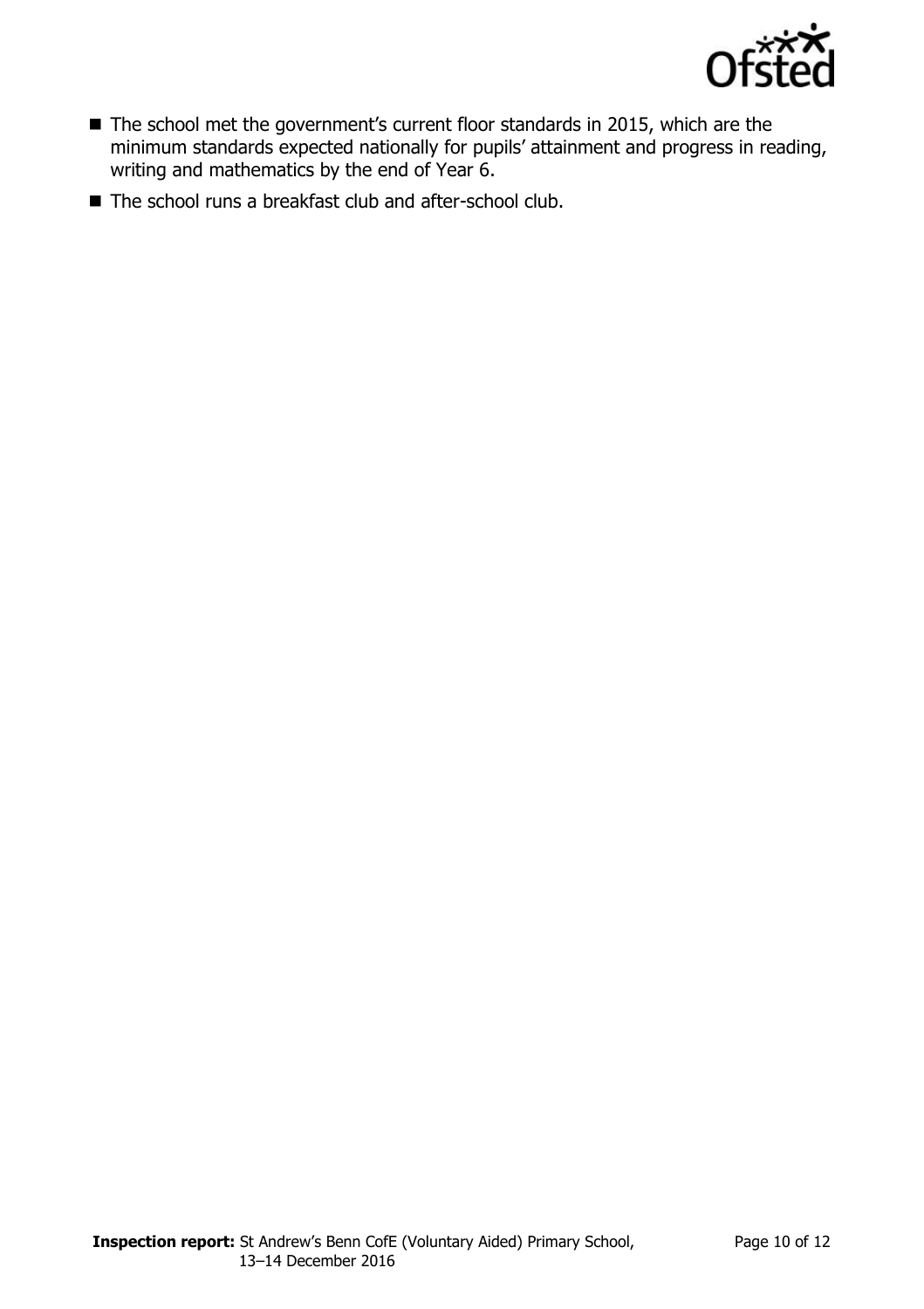- The school met the government's current floor standards in 2015, which are the minimum standards expected nationally for pupils' attainment and progress in reading, writing and mathematics by the end of Year 6.
- The school runs a breakfast club and after-school club.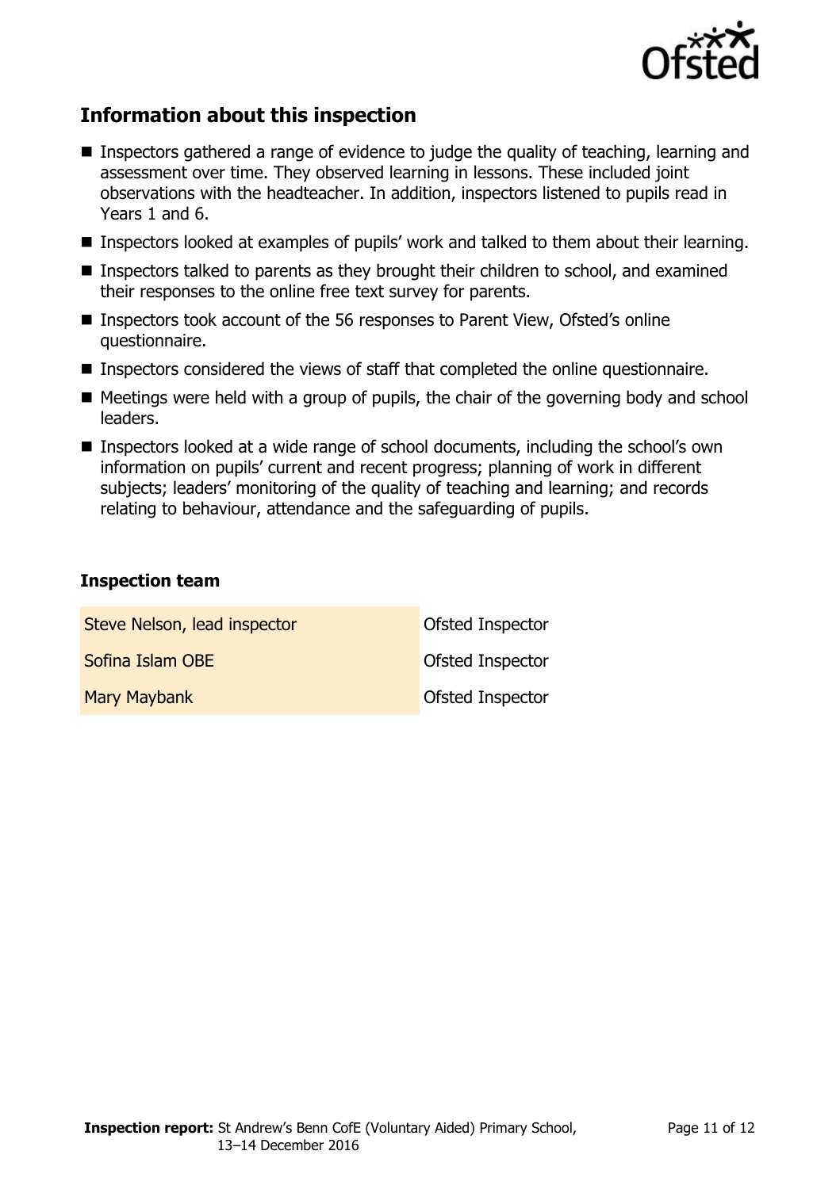## Information about this inspection

- Inspectors gathered a range of evidence to judge the quality of teaching, learning and assessment over time. They observed learning in lessons. These included joint observations with the headteacher. In addition, inspectors listened to pupils read in Years 1 and 6.
- Inspectors looked at examples of pupils' work and talked to them about their learning.
- Inspectors talked to parents as they brought their children to school, and examined their responses to the online free text survey for parents.
- Inspectors took account of the 56 responses to Parent View, Ofsted's online questionnaire.
- Inspectors considered the views of staff that completed the online questionnaire.
- Meetings were held with a group of pupils, the chair of the governing body and school leaders.
- Inspectors looked at a wide range of school documents, including the school's own information on pupils' current and recent progress; planning of work in different subjects; leaders' monitoring of the quality of teaching and learning; and records relating to behaviour, attendance and the safeguarding of pupils.

### Inspection team

| | |
|---|---|
| Steve Nelson, lead inspector | Ofsted Inspector |
| Sofina Islam OBE | Ofsted Inspector |
| Mary Maybank | Ofsted Inspector |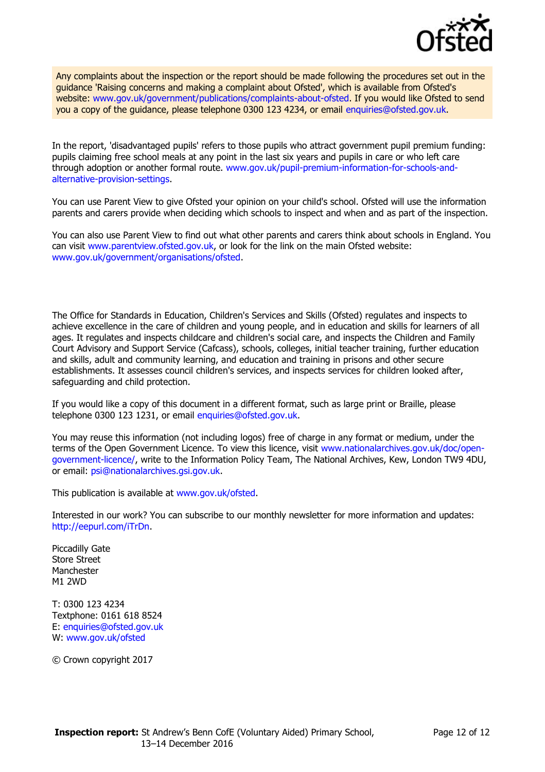Any complaints about the inspection or the report should be made following the procedures set out in the guidance 'Raising concerns and making a complaint about Ofsted', which is available from Ofsted's website: www.gov.uk/government/publications/complaints-about-ofsted. If you would like Ofsted to send you a copy of the guidance, please telephone 0300 123 4234, or email enquiries@ofsted.gov.uk.

In the report, 'disadvantaged pupils' refers to those pupils who attract government pupil premium funding: pupils claiming free school meals at any point in the last six years and pupils in care or who left care through adoption or another formal route. www.gov.uk/pupil-premium-information-for-schools-and-alternative-provision-settings.

You can use Parent View to give Ofsted your opinion on your child's school. Ofsted will use the information parents and carers provide when deciding which schools to inspect and when and as part of the inspection.

You can also use Parent View to find out what other parents and carers think about schools in England. You can visit www.parentview.ofsted.gov.uk, or look for the link on the main Ofsted website: www.gov.uk/government/organisations/ofsted.

The Office for Standards in Education, Children's Services and Skills (Ofsted) regulates and inspects to achieve excellence in the care of children and young people, and in education and skills for learners of all ages. It regulates and inspects childcare and children's social care, and inspects the Children and Family Court Advisory and Support Service (Cafcass), schools, colleges, initial teacher training, further education and skills, adult and community learning, and education and training in prisons and other secure establishments. It assesses council children's services, and inspects services for children looked after, safeguarding and child protection.

If you would like a copy of this document in a different format, such as large print or Braille, please telephone 0300 123 1231, or email enquiries@ofsted.gov.uk.

You may reuse this information (not including logos) free of charge in any format or medium, under the terms of the Open Government Licence. To view this licence, visit www.nationalarchives.gov.uk/doc/open-government-licence/, write to the Information Policy Team, The National Archives, Kew, London TW9 4DU, or email: psi@nationalarchives.gsi.gov.uk.

This publication is available at www.gov.uk/ofsted.

Interested in our work? You can subscribe to our monthly newsletter for more information and updates: http://eepurl.com/iTrDn.

Piccadilly Gate
Store Street
Manchester
M1 2WD

T: 0300 123 4234
Textphone: 0161 618 8524
E: enquiries@ofsted.gov.uk
W: www.gov.uk/ofsted

© Crown copyright 2017